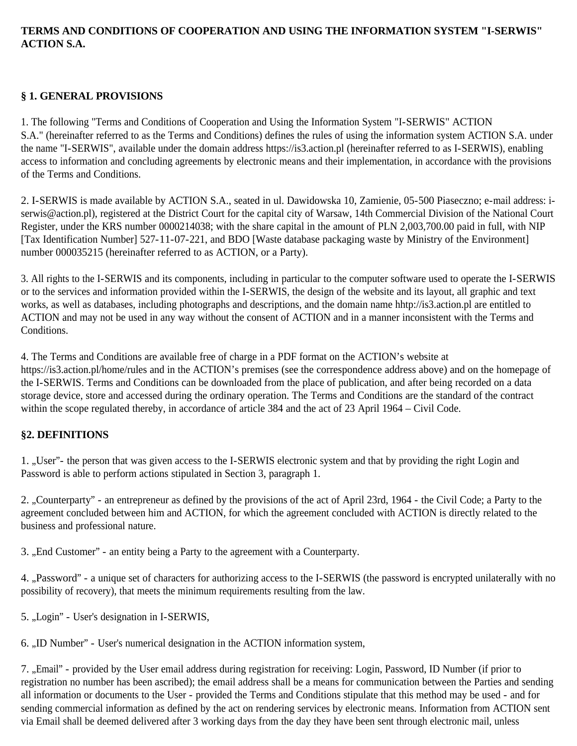**TERMS AND CONDITIONS OF COOPERATION AND USING THE INFORMATION SYSTEM "I-SERWIS" ACTION S.A.**

## § 1. GENERAL PROVISIONS

1. The following "Terms and Conditions of Cooperation and Using the Information System "I-SERWIS" ACTION S.A." (hereinafter referred to as the Terms and Conditions) defines the rules of using the information system ACTION S.A. under the name "I-SERWIS", available under the domain address https://is3.action.pl (hereinafter referred to as I-SERWIS), enabling access to information and concluding agreements by electronic means and their implementation, in accordance with the provisions of the Terms and Conditions.

2. I-SERWIS is made available by ACTION S.A., seated in ul. Dawidowska 10, Zamienie, 05-500 Piaseczno; e-mail address: i-serwis@action.pl), registered at the District Court for the capital city of Warsaw, 14th Commercial Division of the National Court Register, under the KRS number 0000214038; with the share capital in the amount of PLN 2,003,700.00 paid in full, with NIP [Tax Identification Number] 527-11-07-221, and BDO [Waste database packaging waste by Ministry of the Environment] number 000035215 (hereinafter referred to as ACTION, or a Party).

3. All rights to the I-SERWIS and its components, including in particular to the computer software used to operate the I-SERWIS or to the services and information provided within the I-SERWIS, the design of the website and its layout, all graphic and text works, as well as databases, including photographs and descriptions, and the domain name hhtp://is3.action.pl are entitled to ACTION and may not be used in any way without the consent of ACTION and in a manner inconsistent with the Terms and Conditions.

4. The Terms and Conditions are available free of charge in a PDF format on the ACTION's website at https://is3.action.pl/home/rules and in the ACTION's premises (see the correspondence address above) and on the homepage of the I-SERWIS. Terms and Conditions can be downloaded from the place of publication, and after being recorded on a data storage device, store and accessed during the ordinary operation. The Terms and Conditions are the standard of the contract within the scope regulated thereby, in accordance of article 384 and the act of 23 April 1964 – Civil Code.

## §2. DEFINITIONS

1. „User"- the person that was given access to the I-SERWIS electronic system and that by providing the right Login and Password is able to perform actions stipulated in Section 3, paragraph 1.

2. „Counterparty" - an entrepreneur as defined by the provisions of the act of April 23rd, 1964 - the Civil Code; a Party to the agreement concluded between him and ACTION, for which the agreement concluded with ACTION is directly related to the business and professional nature.

3. „End Customer" - an entity being a Party to the agreement with a Counterparty.

4. „Password" - a unique set of characters for authorizing access to the I-SERWIS (the password is encrypted unilaterally with no possibility of recovery), that meets the minimum requirements resulting from the law.

5. „Login" - User's designation in I-SERWIS,

6. „ID Number" - User's numerical designation in the ACTION information system,

7. „Email" - provided by the User email address during registration for receiving: Login, Password, ID Number (if prior to registration no number has been ascribed); the email address shall be a means for communication between the Parties and sending all information or documents to the User - provided the Terms and Conditions stipulate that this method may be used - and for sending commercial information as defined by the act on rendering services by electronic means. Information from ACTION sent via Email shall be deemed delivered after 3 working days from the day they have been sent through electronic mail, unless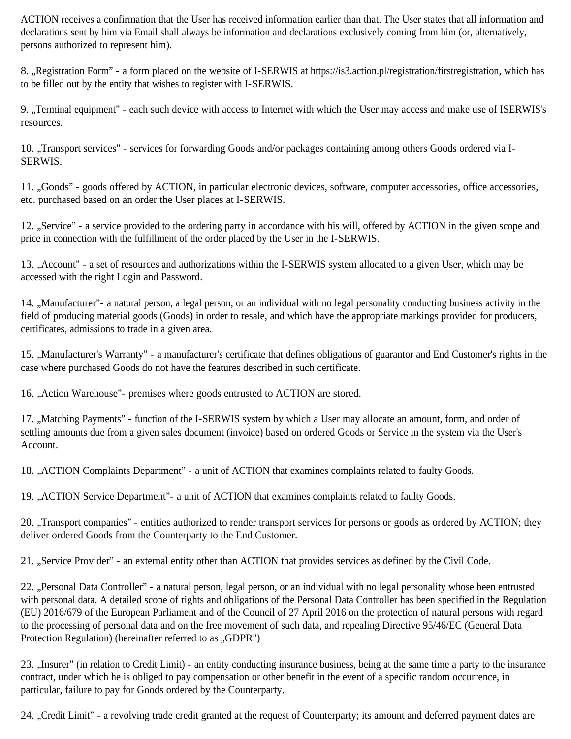ACTION receives a confirmation that the User has received information earlier than that. The User states that all information and declarations sent by him via Email shall always be information and declarations exclusively coming from him (or, alternatively, persons authorized to represent him).

8. „Registration Form" - a form placed on the website of I-SERWIS at https://is3.action.pl/registration/firstregistration, which has to be filled out by the entity that wishes to register with I-SERWIS.

9. „Terminal equipment" - each such device with access to Internet with which the User may access and make use of ISERWIS's resources.

10. „Transport services" - services for forwarding Goods and/or packages containing among others Goods ordered via I-SERWIS.

11. „Goods" - goods offered by ACTION, in particular electronic devices, software, computer accessories, office accessories, etc. purchased based on an order the User places at I-SERWIS.

12. „Service" - a service provided to the ordering party in accordance with his will, offered by ACTION in the given scope and price in connection with the fulfillment of the order placed by the User in the I-SERWIS.

13. „Account" - a set of resources and authorizations within the I-SERWIS system allocated to a given User, which may be accessed with the right Login and Password.

14. „Manufacturer"- a natural person, a legal person, or an individual with no legal personality conducting business activity in the field of producing material goods (Goods) in order to resale, and which have the appropriate markings provided for producers, certificates, admissions to trade in a given area.

15. „Manufacturer's Warranty" - a manufacturer's certificate that defines obligations of guarantor and End Customer's rights in the case where purchased Goods do not have the features described in such certificate.

16. „Action Warehouse"- premises where goods entrusted to ACTION are stored.

17. „Matching Payments" - function of the I-SERWIS system by which a User may allocate an amount, form, and order of settling amounts due from a given sales document (invoice) based on ordered Goods or Service in the system via the User's Account.

18. „ACTION Complaints Department" - a unit of ACTION that examines complaints related to faulty Goods.

19. „ACTION Service Department"- a unit of ACTION that examines complaints related to faulty Goods.

20. „Transport companies" - entities authorized to render transport services for persons or goods as ordered by ACTION; they deliver ordered Goods from the Counterparty to the End Customer.

21. „Service Provider" - an external entity other than ACTION that provides services as defined by the Civil Code.

22. „Personal Data Controller" - a natural person, legal person, or an individual with no legal personality whose been entrusted with personal data. A detailed scope of rights and obligations of the Personal Data Controller has been specified in the Regulation (EU) 2016/679 of the European Parliament and of the Council of 27 April 2016 on the protection of natural persons with regard to the processing of personal data and on the free movement of such data, and repealing Directive 95/46/EC (General Data Protection Regulation) (hereinafter referred to as „GDPR")

23. „Insurer" (in relation to Credit Limit) - an entity conducting insurance business, being at the same time a party to the insurance contract, under which he is obliged to pay compensation or other benefit in the event of a specific random occurrence, in particular, failure to pay for Goods ordered by the Counterparty.

24. „Credit Limit" - a revolving trade credit granted at the request of Counterparty; its amount and deferred payment dates are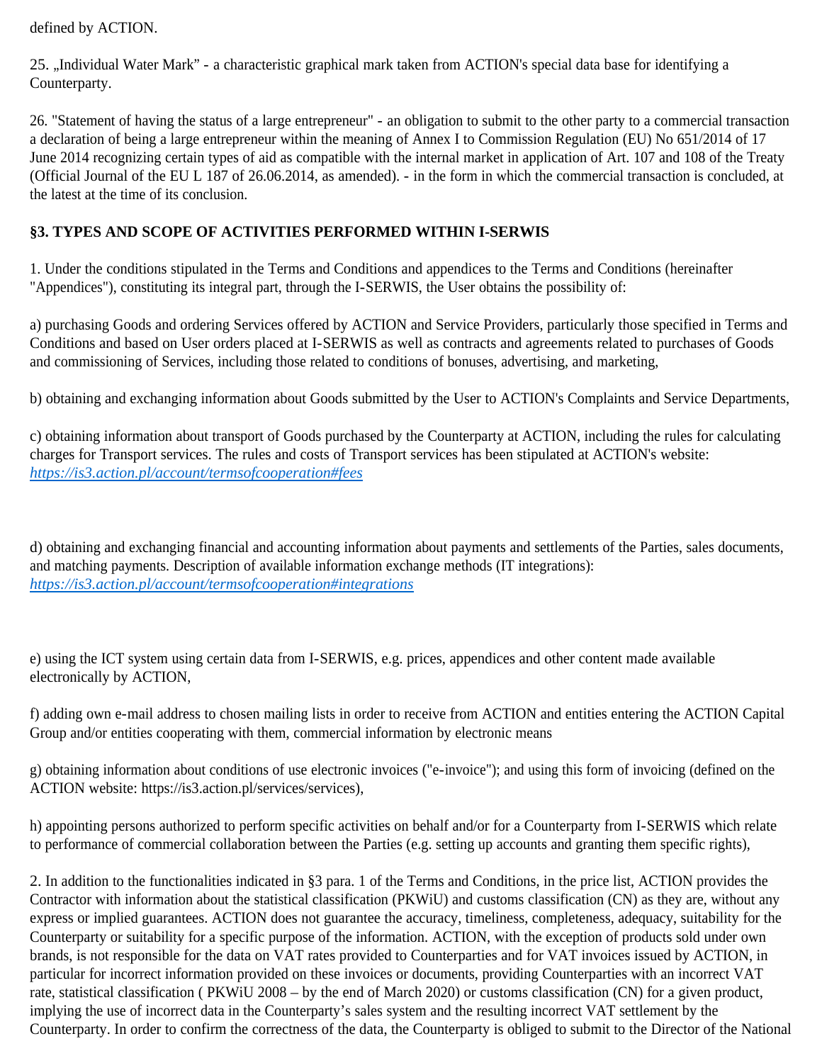defined by ACTION.

25. „Individual Water Mark" - a characteristic graphical mark taken from ACTION's special data base for identifying a Counterparty.

26. "Statement of having the status of a large entrepreneur" - an obligation to submit to the other party to a commercial transaction a declaration of being a large entrepreneur within the meaning of Annex I to Commission Regulation (EU) No 651/2014 of 17 June 2014 recognizing certain types of aid as compatible with the internal market in application of Art. 107 and 108 of the Treaty (Official Journal of the EU L 187 of 26.06.2014, as amended). - in the form in which the commercial transaction is concluded, at the latest at the time of its conclusion.

## §3. TYPES AND SCOPE OF ACTIVITIES PERFORMED WITHIN I-SERWIS

1. Under the conditions stipulated in the Terms and Conditions and appendices to the Terms and Conditions (hereinafter "Appendices"), constituting its integral part, through the I-SERWIS, the User obtains the possibility of:

a) purchasing Goods and ordering Services offered by ACTION and Service Providers, particularly those specified in Terms and Conditions and based on User orders placed at I-SERWIS as well as contracts and agreements related to purchases of Goods and commissioning of Services, including those related to conditions of bonuses, advertising, and marketing,

b) obtaining and exchanging information about Goods submitted by the User to ACTION's Complaints and Service Departments,

c) obtaining information about transport of Goods purchased by the Counterparty at ACTION, including the rules for calculating charges for Transport services. The rules and costs of Transport services has been stipulated at ACTION's website: *https://is3.action.pl/account/termsofcooperation#fees*

d) obtaining and exchanging financial and accounting information about payments and settlements of the Parties, sales documents, and matching payments. Description of available information exchange methods (IT integrations): *https://is3.action.pl/account/termsofcooperation#integrations*

e) using the ICT system using certain data from I-SERWIS, e.g. prices, appendices and other content made available electronically by ACTION,

f) adding own e-mail address to chosen mailing lists in order to receive from ACTION and entities entering the ACTION Capital Group and/or entities cooperating with them, commercial information by electronic means

g) obtaining information about conditions of use electronic invoices ("e-invoice"); and using this form of invoicing (defined on the ACTION website: https://is3.action.pl/services/services),

h) appointing persons authorized to perform specific activities on behalf and/or for a Counterparty from I-SERWIS which relate to performance of commercial collaboration between the Parties (e.g. setting up accounts and granting them specific rights),

2. In addition to the functionalities indicated in §3 para. 1 of the Terms and Conditions, in the price list, ACTION provides the Contractor with information about the statistical classification (PKWiU) and customs classification (CN) as they are, without any express or implied guarantees. ACTION does not guarantee the accuracy, timeliness, completeness, adequacy, suitability for the Counterparty or suitability for a specific purpose of the information. ACTION, with the exception of products sold under own brands, is not responsible for the data on VAT rates provided to Counterparties and for VAT invoices issued by ACTION, in particular for incorrect information provided on these invoices or documents, providing Counterparties with an incorrect VAT rate, statistical classification ( PKWiU 2008 – by the end of March 2020) or customs classification (CN) for a given product, implying the use of incorrect data in the Counterparty's sales system and the resulting incorrect VAT settlement by the Counterparty. In order to confirm the correctness of the data, the Counterparty is obliged to submit to the Director of the National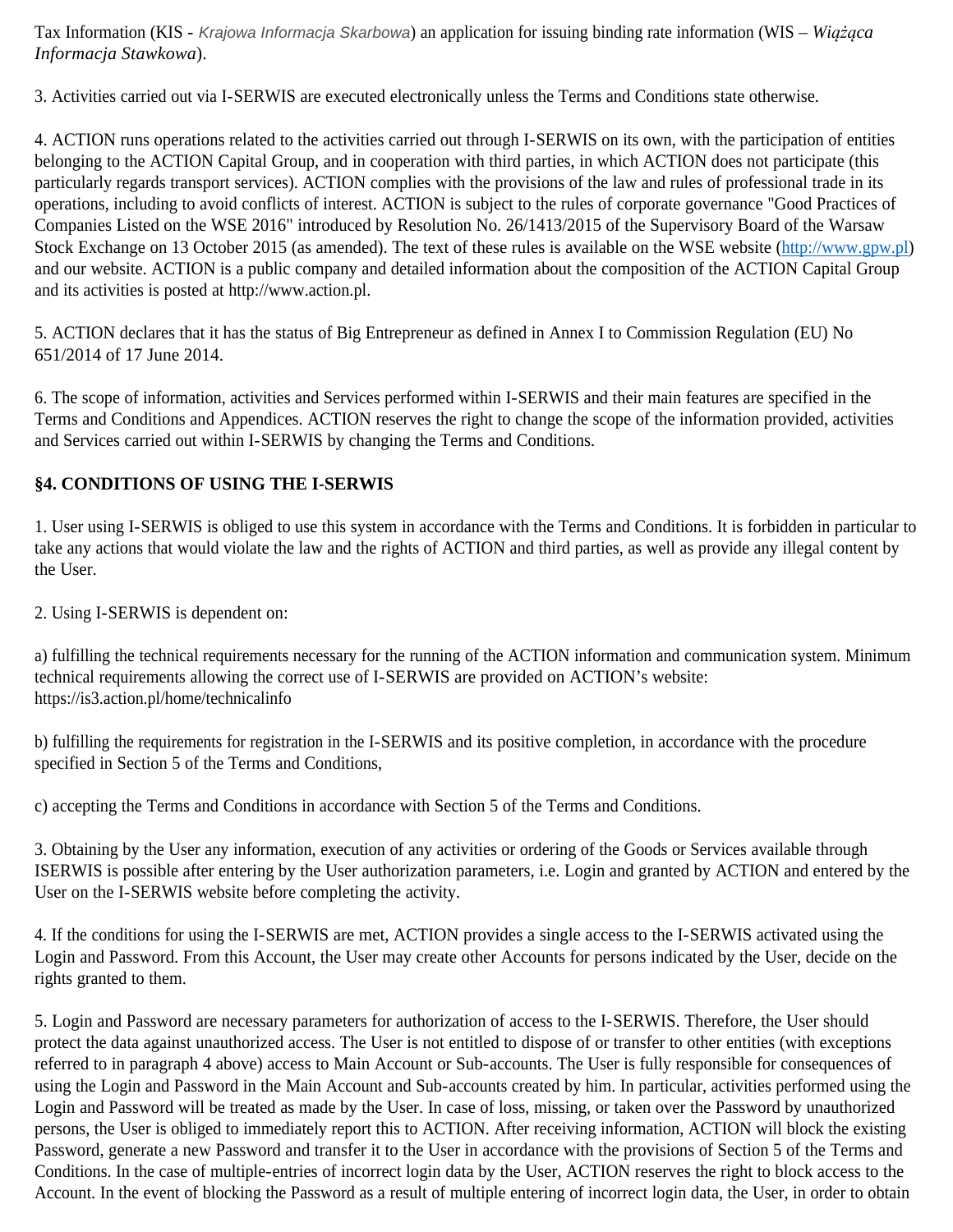Tax Information (KIS - *Krajowa Informacja Skarbowa*) an application for issuing binding rate information (WIS – *Wiążąca Informacja Stawkowa*).

3. Activities carried out via I-SERWIS are executed electronically unless the Terms and Conditions state otherwise.

4. ACTION runs operations related to the activities carried out through I-SERWIS on its own, with the participation of entities belonging to the ACTION Capital Group, and in cooperation with third parties, in which ACTION does not participate (this particularly regards transport services). ACTION complies with the provisions of the law and rules of professional trade in its operations, including to avoid conflicts of interest. ACTION is subject to the rules of corporate governance "Good Practices of Companies Listed on the WSE 2016" introduced by Resolution No. 26/1413/2015 of the Supervisory Board of the Warsaw Stock Exchange on 13 October 2015 (as amended). The text of these rules is available on the WSE website (http://www.gpw.pl) and our website. ACTION is a public company and detailed information about the composition of the ACTION Capital Group and its activities is posted at http://www.action.pl.

5. ACTION declares that it has the status of Big Entrepreneur as defined in Annex I to Commission Regulation (EU) No 651/2014 of 17 June 2014.

6. The scope of information, activities and Services performed within I-SERWIS and their main features are specified in the Terms and Conditions and Appendices. ACTION reserves the right to change the scope of the information provided, activities and Services carried out within I-SERWIS by changing the Terms and Conditions.

## §4. CONDITIONS OF USING THE I-SERWIS

1. User using I-SERWIS is obliged to use this system in accordance with the Terms and Conditions. It is forbidden in particular to take any actions that would violate the law and the rights of ACTION and third parties, as well as provide any illegal content by the User.

2. Using I-SERWIS is dependent on:

a) fulfilling the technical requirements necessary for the running of the ACTION information and communication system. Minimum technical requirements allowing the correct use of I-SERWIS are provided on ACTION's website: https://is3.action.pl/home/technicalinfo

b) fulfilling the requirements for registration in the I-SERWIS and its positive completion, in accordance with the procedure specified in Section 5 of the Terms and Conditions,

c) accepting the Terms and Conditions in accordance with Section 5 of the Terms and Conditions.

3. Obtaining by the User any information, execution of any activities or ordering of the Goods or Services available through ISERWIS is possible after entering by the User authorization parameters, i.e. Login and granted by ACTION and entered by the User on the I-SERWIS website before completing the activity.

4. If the conditions for using the I-SERWIS are met, ACTION provides a single access to the I-SERWIS activated using the Login and Password. From this Account, the User may create other Accounts for persons indicated by the User, decide on the rights granted to them.

5. Login and Password are necessary parameters for authorization of access to the I-SERWIS. Therefore, the User should protect the data against unauthorized access. The User is not entitled to dispose of or transfer to other entities (with exceptions referred to in paragraph 4 above) access to Main Account or Sub-accounts. The User is fully responsible for consequences of using the Login and Password in the Main Account and Sub-accounts created by him. In particular, activities performed using the Login and Password will be treated as made by the User. In case of loss, missing, or taken over the Password by unauthorized persons, the User is obliged to immediately report this to ACTION. After receiving information, ACTION will block the existing Password, generate a new Password and transfer it to the User in accordance with the provisions of Section 5 of the Terms and Conditions. In the case of multiple-entries of incorrect login data by the User, ACTION reserves the right to block access to the Account. In the event of blocking the Password as a result of multiple entering of incorrect login data, the User, in order to obtain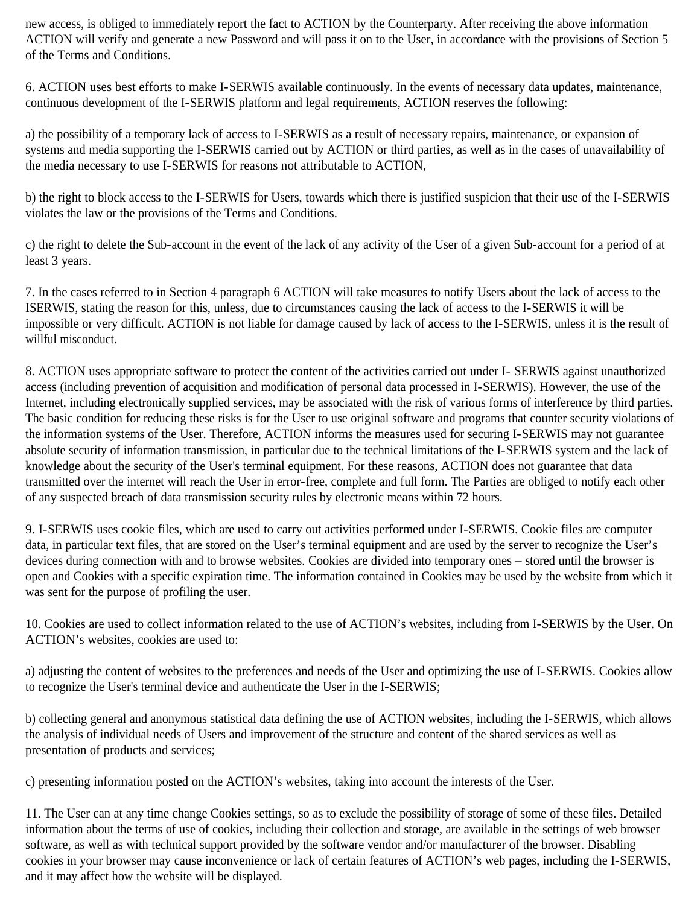new access, is obliged to immediately report the fact to ACTION by the Counterparty. After receiving the above information ACTION will verify and generate a new Password and will pass it on to the User, in accordance with the provisions of Section 5 of the Terms and Conditions.

6. ACTION uses best efforts to make I-SERWIS available continuously. In the events of necessary data updates, maintenance, continuous development of the I-SERWIS platform and legal requirements, ACTION reserves the following:

a) the possibility of a temporary lack of access to I-SERWIS as a result of necessary repairs, maintenance, or expansion of systems and media supporting the I-SERWIS carried out by ACTION or third parties, as well as in the cases of unavailability of the media necessary to use I-SERWIS for reasons not attributable to ACTION,

b) the right to block access to the I-SERWIS for Users, towards which there is justified suspicion that their use of the I-SERWIS violates the law or the provisions of the Terms and Conditions.

c) the right to delete the Sub-account in the event of the lack of any activity of the User of a given Sub-account for a period of at least 3 years.

7. In the cases referred to in Section 4 paragraph 6 ACTION will take measures to notify Users about the lack of access to the ISERWIS, stating the reason for this, unless, due to circumstances causing the lack of access to the I-SERWIS it will be impossible or very difficult. ACTION is not liable for damage caused by lack of access to the I-SERWIS, unless it is the result of willful misconduct.

8. ACTION uses appropriate software to protect the content of the activities carried out under I- SERWIS against unauthorized access (including prevention of acquisition and modification of personal data processed in I-SERWIS). However, the use of the Internet, including electronically supplied services, may be associated with the risk of various forms of interference by third parties. The basic condition for reducing these risks is for the User to use original software and programs that counter security violations of the information systems of the User. Therefore, ACTION informs the measures used for securing I-SERWIS may not guarantee absolute security of information transmission, in particular due to the technical limitations of the I-SERWIS system and the lack of knowledge about the security of the User's terminal equipment. For these reasons, ACTION does not guarantee that data transmitted over the internet will reach the User in error-free, complete and full form. The Parties are obliged to notify each other of any suspected breach of data transmission security rules by electronic means within 72 hours.

9. I-SERWIS uses cookie files, which are used to carry out activities performed under I-SERWIS. Cookie files are computer data, in particular text files, that are stored on the User's terminal equipment and are used by the server to recognize the User's devices during connection with and to browse websites. Cookies are divided into temporary ones – stored until the browser is open and Cookies with a specific expiration time. The information contained in Cookies may be used by the website from which it was sent for the purpose of profiling the user.

10. Cookies are used to collect information related to the use of ACTION's websites, including from I-SERWIS by the User. On ACTION's websites, cookies are used to:

a) adjusting the content of websites to the preferences and needs of the User and optimizing the use of I-SERWIS. Cookies allow to recognize the User's terminal device and authenticate the User in the I-SERWIS;

b) collecting general and anonymous statistical data defining the use of ACTION websites, including the I-SERWIS, which allows the analysis of individual needs of Users and improvement of the structure and content of the shared services as well as presentation of products and services;

c) presenting information posted on the ACTION's websites, taking into account the interests of the User.

11. The User can at any time change Cookies settings, so as to exclude the possibility of storage of some of these files. Detailed information about the terms of use of cookies, including their collection and storage, are available in the settings of web browser software, as well as with technical support provided by the software vendor and/or manufacturer of the browser. Disabling cookies in your browser may cause inconvenience or lack of certain features of ACTION's web pages, including the I-SERWIS, and it may affect how the website will be displayed.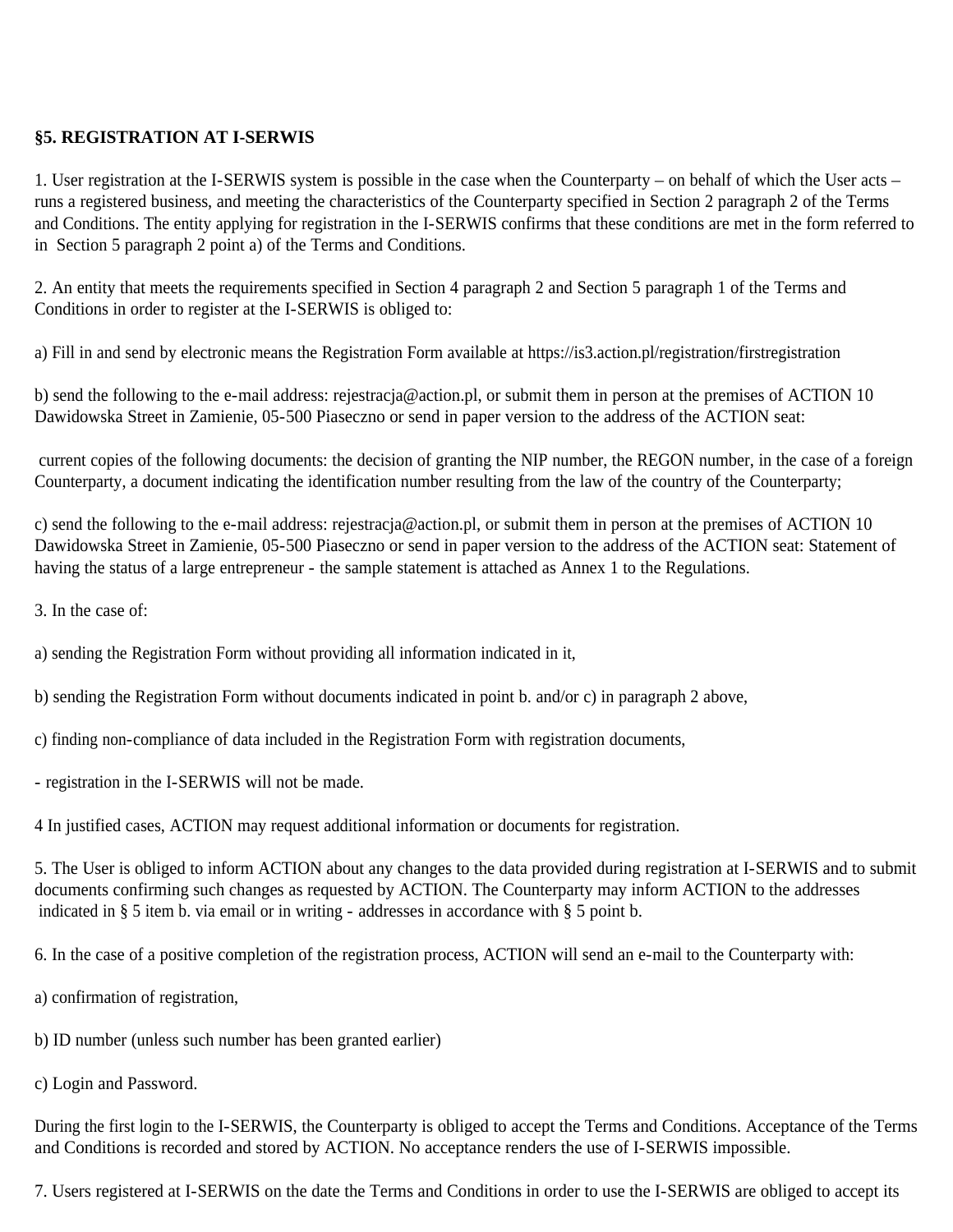**§5. REGISTRATION AT I-SERWIS**

1. User registration at the I-SERWIS system is possible in the case when the Counterparty – on behalf of which the User acts – runs a registered business, and meeting the characteristics of the Counterparty specified in Section 2 paragraph 2 of the Terms and Conditions. The entity applying for registration in the I-SERWIS confirms that these conditions are met in the form referred to in Section 5 paragraph 2 point a) of the Terms and Conditions.

2. An entity that meets the requirements specified in Section 4 paragraph 2 and Section 5 paragraph 1 of the Terms and Conditions in order to register at the I-SERWIS is obliged to:

a) Fill in and send by electronic means the Registration Form available at https://is3.action.pl/registration/firstregistration

b) send the following to the e-mail address: rejestracja@action.pl, or submit them in person at the premises of ACTION 10 Dawidowska Street in Zamienie, 05-500 Piaseczno or send in paper version to the address of the ACTION seat:

current copies of the following documents: the decision of granting the NIP number, the REGON number, in the case of a foreign Counterparty, a document indicating the identification number resulting from the law of the country of the Counterparty;

c) send the following to the e-mail address: rejestracja@action.pl, or submit them in person at the premises of ACTION 10 Dawidowska Street in Zamienie, 05-500 Piaseczno or send in paper version to the address of the ACTION seat: Statement of having the status of a large entrepreneur - the sample statement is attached as Annex 1 to the Regulations.

3. In the case of:

a) sending the Registration Form without providing all information indicated in it,

b) sending the Registration Form without documents indicated in point b. and/or c) in paragraph 2 above,

c) finding non-compliance of data included in the Registration Form with registration documents,

- registration in the I-SERWIS will not be made.

4 In justified cases, ACTION may request additional information or documents for registration.

5. The User is obliged to inform ACTION about any changes to the data provided during registration at I-SERWIS and to submit documents confirming such changes as requested by ACTION. The Counterparty may inform ACTION to the addresses indicated in § 5 item b. via email or in writing - addresses in accordance with § 5 point b.

6. In the case of a positive completion of the registration process, ACTION will send an e-mail to the Counterparty with:

a) confirmation of registration,

b) ID number (unless such number has been granted earlier)

c) Login and Password.

During the first login to the I-SERWIS, the Counterparty is obliged to accept the Terms and Conditions. Acceptance of the Terms and Conditions is recorded and stored by ACTION. No acceptance renders the use of I-SERWIS impossible.

7. Users registered at I-SERWIS on the date the Terms and Conditions in order to use the I-SERWIS are obliged to accept its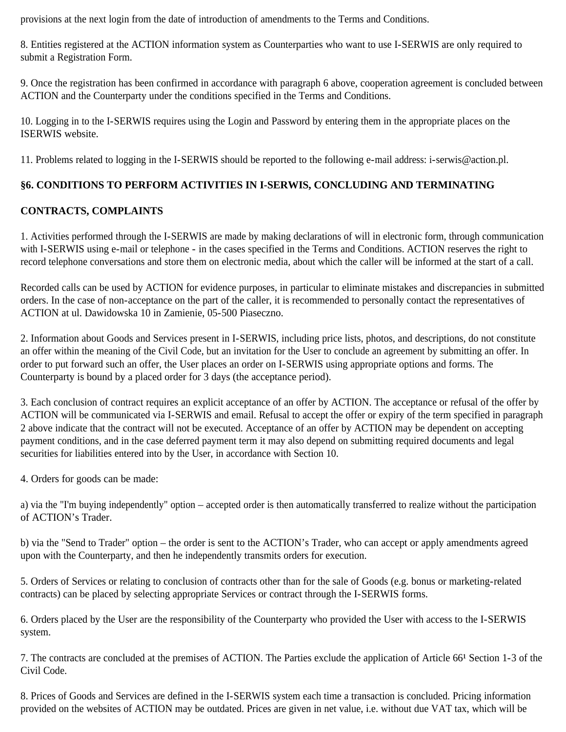provisions at the next login from the date of introduction of amendments to the Terms and Conditions.

8. Entities registered at the ACTION information system as Counterparties who want to use I-SERWIS are only required to submit a Registration Form.

9. Once the registration has been confirmed in accordance with paragraph 6 above, cooperation agreement is concluded between ACTION and the Counterparty under the conditions specified in the Terms and Conditions.

10. Logging in to the I-SERWIS requires using the Login and Password by entering them in the appropriate places on the ISERWIS website.

11. Problems related to logging in the I-SERWIS should be reported to the following e-mail address: i-serwis@action.pl.

## §6. CONDITIONS TO PERFORM ACTIVITIES IN I-SERWIS, CONCLUDING AND TERMINATING CONTRACTS, COMPLAINTS

1. Activities performed through the I-SERWIS are made by making declarations of will in electronic form, through communication with I-SERWIS using e-mail or telephone - in the cases specified in the Terms and Conditions. ACTION reserves the right to record telephone conversations and store them on electronic media, about which the caller will be informed at the start of a call.

Recorded calls can be used by ACTION for evidence purposes, in particular to eliminate mistakes and discrepancies in submitted orders. In the case of non-acceptance on the part of the caller, it is recommended to personally contact the representatives of ACTION at ul. Dawidowska 10 in Zamienie, 05-500 Piaseczno.

2. Information about Goods and Services present in I-SERWIS, including price lists, photos, and descriptions, do not constitute an offer within the meaning of the Civil Code, but an invitation for the User to conclude an agreement by submitting an offer. In order to put forward such an offer, the User places an order on I-SERWIS using appropriate options and forms. The Counterparty is bound by a placed order for 3 days (the acceptance period).

3. Each conclusion of contract requires an explicit acceptance of an offer by ACTION. The acceptance or refusal of the offer by ACTION will be communicated via I-SERWIS and email. Refusal to accept the offer or expiry of the term specified in paragraph 2 above indicate that the contract will not be executed. Acceptance of an offer by ACTION may be dependent on accepting payment conditions, and in the case deferred payment term it may also depend on submitting required documents and legal securities for liabilities entered into by the User, in accordance with Section 10.

4. Orders for goods can be made:

a) via the "I'm buying independently" option – accepted order is then automatically transferred to realize without the participation of ACTION’s Trader.

b) via the "Send to Trader" option – the order is sent to the ACTION’s Trader, who can accept or apply amendments agreed upon with the Counterparty, and then he independently transmits orders for execution.

5. Orders of Services or relating to conclusion of contracts other than for the sale of Goods (e.g. bonus or marketing-related contracts) can be placed by selecting appropriate Services or contract through the I-SERWIS forms.

6. Orders placed by the User are the responsibility of the Counterparty who provided the User with access to the I-SERWIS system.

7. The contracts are concluded at the premises of ACTION. The Parties exclude the application of Article 66¹ Section 1-3 of the Civil Code.

8. Prices of Goods and Services are defined in the I-SERWIS system each time a transaction is concluded. Pricing information provided on the websites of ACTION may be outdated. Prices are given in net value, i.e. without due VAT tax, which will be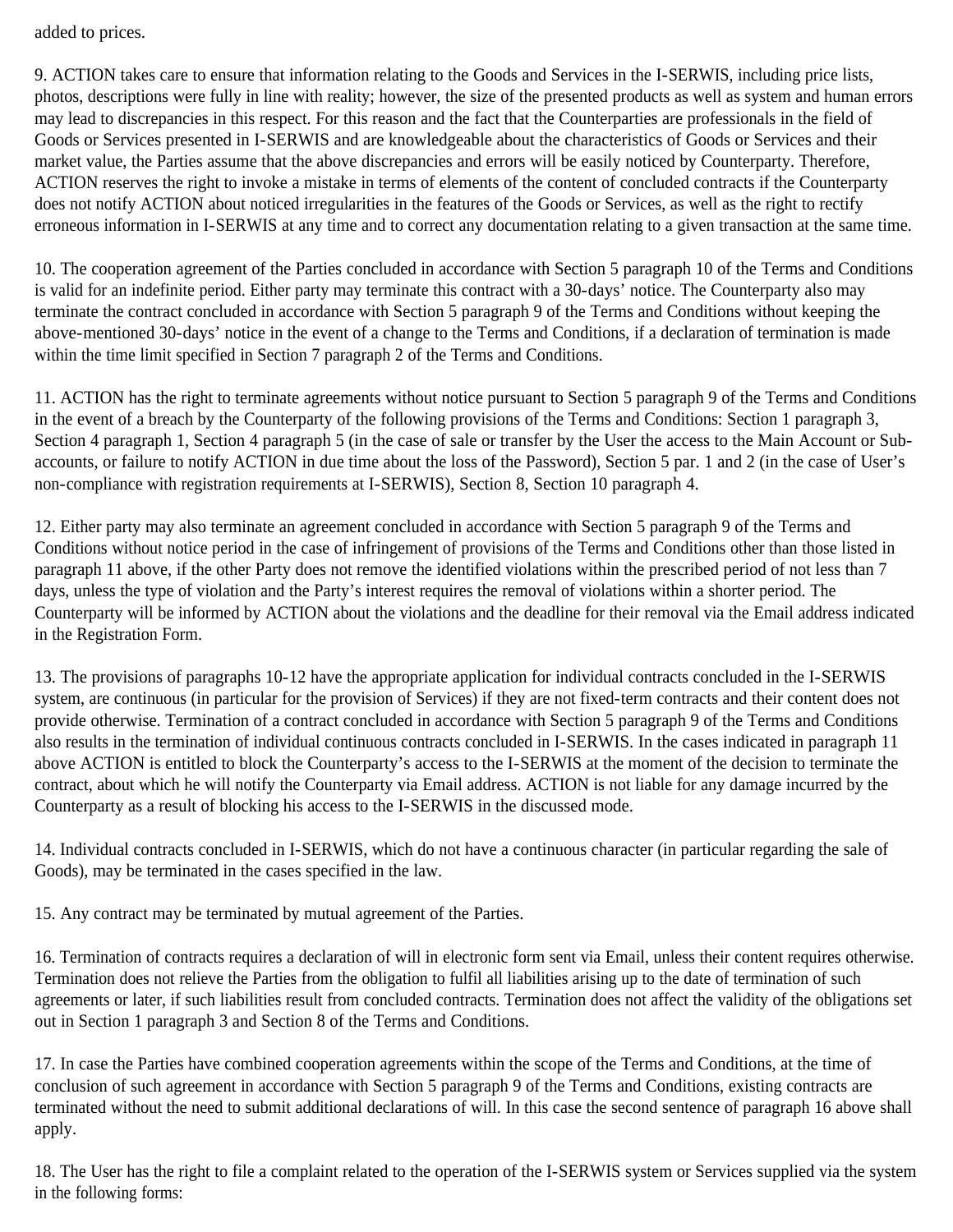added to prices.

9. ACTION takes care to ensure that information relating to the Goods and Services in the I-SERWIS, including price lists, photos, descriptions were fully in line with reality; however, the size of the presented products as well as system and human errors may lead to discrepancies in this respect. For this reason and the fact that the Counterparties are professionals in the field of Goods or Services presented in I-SERWIS and are knowledgeable about the characteristics of Goods or Services and their market value, the Parties assume that the above discrepancies and errors will be easily noticed by Counterparty. Therefore, ACTION reserves the right to invoke a mistake in terms of elements of the content of concluded contracts if the Counterparty does not notify ACTION about noticed irregularities in the features of the Goods or Services, as well as the right to rectify erroneous information in I-SERWIS at any time and to correct any documentation relating to a given transaction at the same time.

10. The cooperation agreement of the Parties concluded in accordance with Section 5 paragraph 10 of the Terms and Conditions is valid for an indefinite period. Either party may terminate this contract with a 30-days' notice. The Counterparty also may terminate the contract concluded in accordance with Section 5 paragraph 9 of the Terms and Conditions without keeping the above-mentioned 30-days' notice in the event of a change to the Terms and Conditions, if a declaration of termination is made within the time limit specified in Section 7 paragraph 2 of the Terms and Conditions.

11. ACTION has the right to terminate agreements without notice pursuant to Section 5 paragraph 9 of the Terms and Conditions in the event of a breach by the Counterparty of the following provisions of the Terms and Conditions: Section 1 paragraph 3, Section 4 paragraph 1, Section 4 paragraph 5 (in the case of sale or transfer by the User the access to the Main Account or Sub-accounts, or failure to notify ACTION in due time about the loss of the Password), Section 5 par. 1 and 2 (in the case of User's non-compliance with registration requirements at I-SERWIS), Section 8, Section 10 paragraph 4.

12. Either party may also terminate an agreement concluded in accordance with Section 5 paragraph 9 of the Terms and Conditions without notice period in the case of infringement of provisions of the Terms and Conditions other than those listed in paragraph 11 above, if the other Party does not remove the identified violations within the prescribed period of not less than 7 days, unless the type of violation and the Party's interest requires the removal of violations within a shorter period. The Counterparty will be informed by ACTION about the violations and the deadline for their removal via the Email address indicated in the Registration Form.

13. The provisions of paragraphs 10-12 have the appropriate application for individual contracts concluded in the I-SERWIS system, are continuous (in particular for the provision of Services) if they are not fixed-term contracts and their content does not provide otherwise. Termination of a contract concluded in accordance with Section 5 paragraph 9 of the Terms and Conditions also results in the termination of individual continuous contracts concluded in I-SERWIS. In the cases indicated in paragraph 11 above ACTION is entitled to block the Counterparty's access to the I-SERWIS at the moment of the decision to terminate the contract, about which he will notify the Counterparty via Email address. ACTION is not liable for any damage incurred by the Counterparty as a result of blocking his access to the I-SERWIS in the discussed mode.

14. Individual contracts concluded in I-SERWIS, which do not have a continuous character (in particular regarding the sale of Goods), may be terminated in the cases specified in the law.

15. Any contract may be terminated by mutual agreement of the Parties.

16. Termination of contracts requires a declaration of will in electronic form sent via Email, unless their content requires otherwise. Termination does not relieve the Parties from the obligation to fulfil all liabilities arising up to the date of termination of such agreements or later, if such liabilities result from concluded contracts. Termination does not affect the validity of the obligations set out in Section 1 paragraph 3 and Section 8 of the Terms and Conditions.

17. In case the Parties have combined cooperation agreements within the scope of the Terms and Conditions, at the time of conclusion of such agreement in accordance with Section 5 paragraph 9 of the Terms and Conditions, existing contracts are terminated without the need to submit additional declarations of will. In this case the second sentence of paragraph 16 above shall apply.

18. The User has the right to file a complaint related to the operation of the I-SERWIS system or Services supplied via the system in the following forms: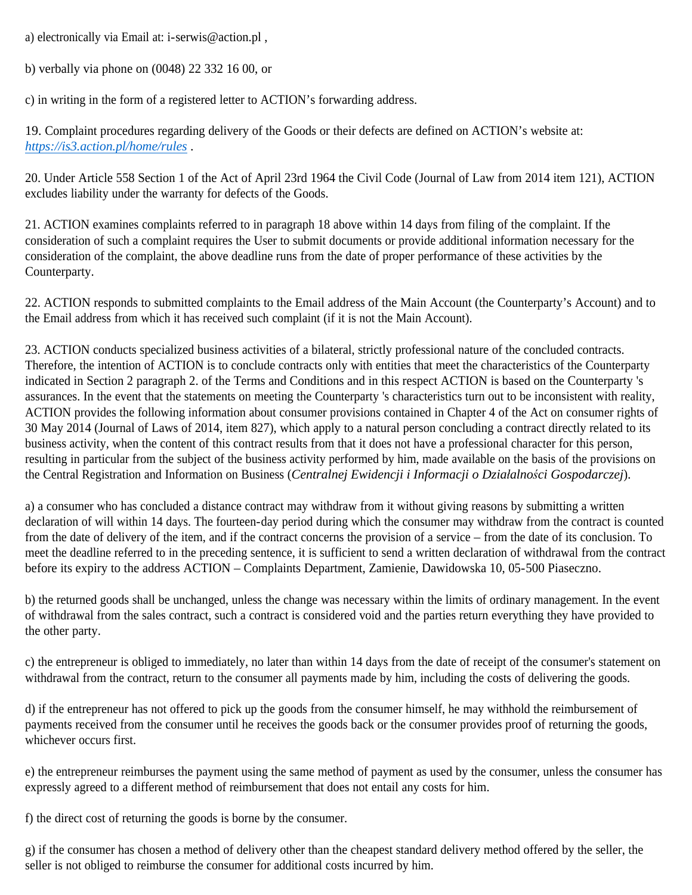a) electronically via Email at: i-serwis@action.pl ,

b) verbally via phone on (0048) 22 332 16 00, or

c) in writing in the form of a registered letter to ACTION’s forwarding address.

19. Complaint procedures regarding delivery of the Goods or their defects are defined on ACTION’s website at: *https://is3.action.pl/home/rules* .

20. Under Article 558 Section 1 of the Act of April 23rd 1964 the Civil Code (Journal of Law from 2014 item 121), ACTION excludes liability under the warranty for defects of the Goods.

21. ACTION examines complaints referred to in paragraph 18 above within 14 days from filing of the complaint. If the consideration of such a complaint requires the User to submit documents or provide additional information necessary for the consideration of the complaint, the above deadline runs from the date of proper performance of these activities by the Counterparty.

22. ACTION responds to submitted complaints to the Email address of the Main Account (the Counterparty’s Account) and to the Email address from which it has received such complaint (if it is not the Main Account).

23. ACTION conducts specialized business activities of a bilateral, strictly professional nature of the concluded contracts. Therefore, the intention of ACTION is to conclude contracts only with entities that meet the characteristics of the Counterparty indicated in Section 2 paragraph 2. of the Terms and Conditions and in this respect ACTION is based on the Counterparty 's assurances. In the event that the statements on meeting the Counterparty 's characteristics turn out to be inconsistent with reality, ACTION provides the following information about consumer provisions contained in Chapter 4 of the Act on consumer rights of 30 May 2014 (Journal of Laws of 2014, item 827), which apply to a natural person concluding a contract directly related to its business activity, when the content of this contract results from that it does not have a professional character for this person, resulting in particular from the subject of the business activity performed by him, made available on the basis of the provisions on the Central Registration and Information on Business (*Centralnej Ewidencji i Informacji o Działalności Gospodarczej*).

a) a consumer who has concluded a distance contract may withdraw from it without giving reasons by submitting a written declaration of will within 14 days. The fourteen-day period during which the consumer may withdraw from the contract is counted from the date of delivery of the item, and if the contract concerns the provision of a service – from the date of its conclusion. To meet the deadline referred to in the preceding sentence, it is sufficient to send a written declaration of withdrawal from the contract before its expiry to the address ACTION – Complaints Department, Zamienie, Dawidowska 10, 05-500 Piaseczno.

b) the returned goods shall be unchanged, unless the change was necessary within the limits of ordinary management. In the event of withdrawal from the sales contract, such a contract is considered void and the parties return everything they have provided to the other party.

c) the entrepreneur is obliged to immediately, no later than within 14 days from the date of receipt of the consumer's statement on withdrawal from the contract, return to the consumer all payments made by him, including the costs of delivering the goods.

d) if the entrepreneur has not offered to pick up the goods from the consumer himself, he may withhold the reimbursement of payments received from the consumer until he receives the goods back or the consumer provides proof of returning the goods, whichever occurs first.

e) the entrepreneur reimburses the payment using the same method of payment as used by the consumer, unless the consumer has expressly agreed to a different method of reimbursement that does not entail any costs for him.

f) the direct cost of returning the goods is borne by the consumer.

g) if the consumer has chosen a method of delivery other than the cheapest standard delivery method offered by the seller, the seller is not obliged to reimburse the consumer for additional costs incurred by him.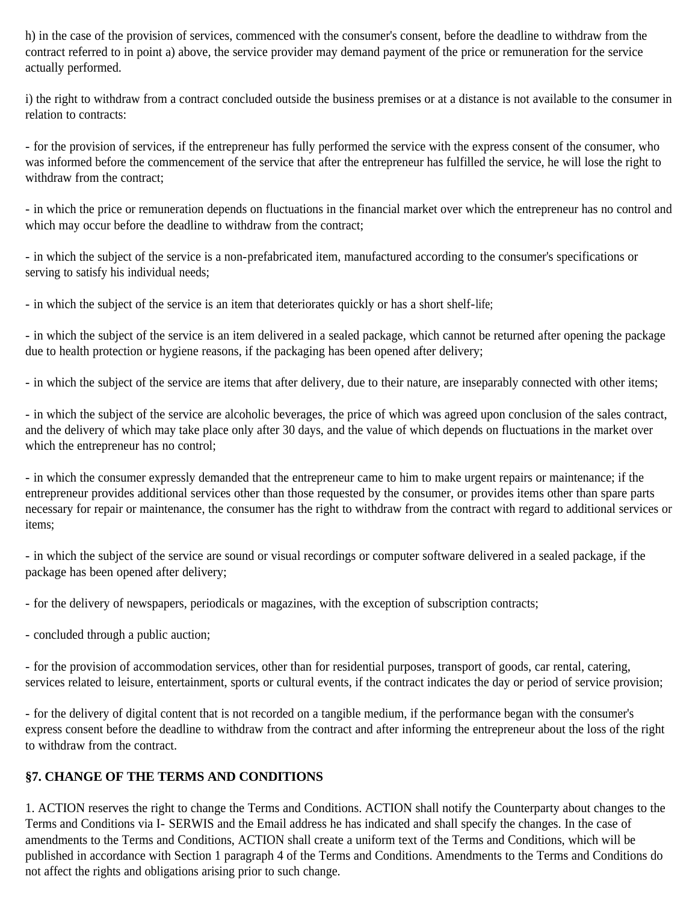h) in the case of the provision of services, commenced with the consumer's consent, before the deadline to withdraw from the contract referred to in point a) above, the service provider may demand payment of the price or remuneration for the service actually performed.

i) the right to withdraw from a contract concluded outside the business premises or at a distance is not available to the consumer in relation to contracts:

- for the provision of services, if the entrepreneur has fully performed the service with the express consent of the consumer, who was informed before the commencement of the service that after the entrepreneur has fulfilled the service, he will lose the right to withdraw from the contract;

- in which the price or remuneration depends on fluctuations in the financial market over which the entrepreneur has no control and which may occur before the deadline to withdraw from the contract;

- in which the subject of the service is a non-prefabricated item, manufactured according to the consumer's specifications or serving to satisfy his individual needs;

- in which the subject of the service is an item that deteriorates quickly or has a short shelf-life;

- in which the subject of the service is an item delivered in a sealed package, which cannot be returned after opening the package due to health protection or hygiene reasons, if the packaging has been opened after delivery;

- in which the subject of the service are items that after delivery, due to their nature, are inseparably connected with other items;

- in which the subject of the service are alcoholic beverages, the price of which was agreed upon conclusion of the sales contract, and the delivery of which may take place only after 30 days, and the value of which depends on fluctuations in the market over which the entrepreneur has no control;

- in which the consumer expressly demanded that the entrepreneur came to him to make urgent repairs or maintenance; if the entrepreneur provides additional services other than those requested by the consumer, or provides items other than spare parts necessary for repair or maintenance, the consumer has the right to withdraw from the contract with regard to additional services or items;

- in which the subject of the service are sound or visual recordings or computer software delivered in a sealed package, if the package has been opened after delivery;

- for the delivery of newspapers, periodicals or magazines, with the exception of subscription contracts;

- concluded through a public auction;

- for the provision of accommodation services, other than for residential purposes, transport of goods, car rental, catering, services related to leisure, entertainment, sports or cultural events, if the contract indicates the day or period of service provision;

- for the delivery of digital content that is not recorded on a tangible medium, if the performance began with the consumer's express consent before the deadline to withdraw from the contract and after informing the entrepreneur about the loss of the right to withdraw from the contract.

## §7. CHANGE OF THE TERMS AND CONDITIONS

1. ACTION reserves the right to change the Terms and Conditions. ACTION shall notify the Counterparty about changes to the Terms and Conditions via I- SERWIS and the Email address he has indicated and shall specify the changes. In the case of amendments to the Terms and Conditions, ACTION shall create a uniform text of the Terms and Conditions, which will be published in accordance with Section 1 paragraph 4 of the Terms and Conditions. Amendments to the Terms and Conditions do not affect the rights and obligations arising prior to such change.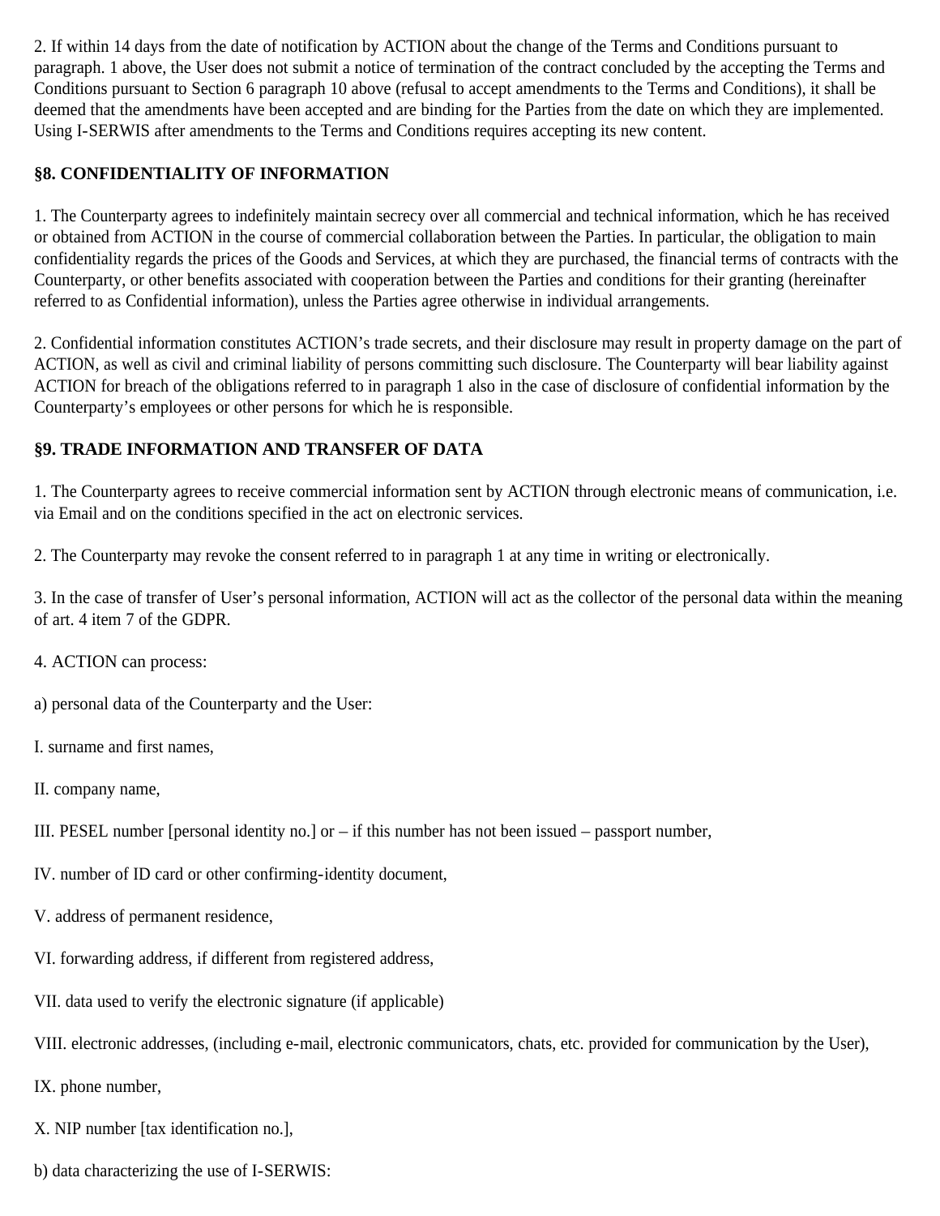2. If within 14 days from the date of notification by ACTION about the change of the Terms and Conditions pursuant to paragraph. 1 above, the User does not submit a notice of termination of the contract concluded by the accepting the Terms and Conditions pursuant to Section 6 paragraph 10 above (refusal to accept amendments to the Terms and Conditions), it shall be deemed that the amendments have been accepted and are binding for the Parties from the date on which they are implemented. Using I-SERWIS after amendments to the Terms and Conditions requires accepting its new content.

## §8. CONFIDENTIALITY OF INFORMATION

1. The Counterparty agrees to indefinitely maintain secrecy over all commercial and technical information, which he has received or obtained from ACTION in the course of commercial collaboration between the Parties. In particular, the obligation to main confidentiality regards the prices of the Goods and Services, at which they are purchased, the financial terms of contracts with the Counterparty, or other benefits associated with cooperation between the Parties and conditions for their granting (hereinafter referred to as Confidential information), unless the Parties agree otherwise in individual arrangements.

2. Confidential information constitutes ACTION's trade secrets, and their disclosure may result in property damage on the part of ACTION, as well as civil and criminal liability of persons committing such disclosure. The Counterparty will bear liability against ACTION for breach of the obligations referred to in paragraph 1 also in the case of disclosure of confidential information by the Counterparty's employees or other persons for which he is responsible.

## §9. TRADE INFORMATION AND TRANSFER OF DATA

1. The Counterparty agrees to receive commercial information sent by ACTION through electronic means of communication, i.e. via Email and on the conditions specified in the act on electronic services.

2. The Counterparty may revoke the consent referred to in paragraph 1 at any time in writing or electronically.

3. In the case of transfer of User's personal information, ACTION will act as the collector of the personal data within the meaning of art. 4 item 7 of the GDPR.

4. ACTION can process:

a) personal data of the Counterparty and the User:

I. surname and first names,

II. company name,

III. PESEL number [personal identity no.] or – if this number has not been issued – passport number,

IV. number of ID card or other confirming-identity document,

V. address of permanent residence,

VI. forwarding address, if different from registered address,

VII. data used to verify the electronic signature (if applicable)

VIII. electronic addresses, (including e-mail, electronic communicators, chats, etc. provided for communication by the User),

IX. phone number,

X. NIP number [tax identification no.],

b) data characterizing the use of I-SERWIS: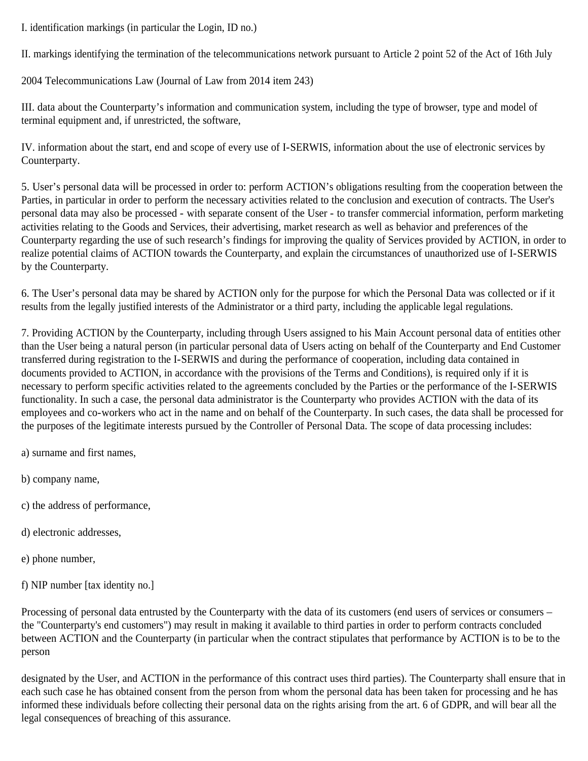I. identification markings (in particular the Login, ID no.)

II. markings identifying the termination of the telecommunications network pursuant to Article 2 point 52 of the Act of 16th July

2004 Telecommunications Law (Journal of Law from 2014 item 243)

III. data about the Counterparty's information and communication system, including the type of browser, type and model of terminal equipment and, if unrestricted, the software,

IV. information about the start, end and scope of every use of I-SERWIS, information about the use of electronic services by Counterparty.

5. User's personal data will be processed in order to: perform ACTION's obligations resulting from the cooperation between the Parties, in particular in order to perform the necessary activities related to the conclusion and execution of contracts. The User's personal data may also be processed - with separate consent of the User - to transfer commercial information, perform marketing activities relating to the Goods and Services, their advertising, market research as well as behavior and preferences of the Counterparty regarding the use of such research's findings for improving the quality of Services provided by ACTION, in order to realize potential claims of ACTION towards the Counterparty, and explain the circumstances of unauthorized use of I-SERWIS by the Counterparty.

6. The User's personal data may be shared by ACTION only for the purpose for which the Personal Data was collected or if it results from the legally justified interests of the Administrator or a third party, including the applicable legal regulations.

7. Providing ACTION by the Counterparty, including through Users assigned to his Main Account personal data of entities other than the User being a natural person (in particular personal data of Users acting on behalf of the Counterparty and End Customer transferred during registration to the I-SERWIS and during the performance of cooperation, including data contained in documents provided to ACTION, in accordance with the provisions of the Terms and Conditions), is required only if it is necessary to perform specific activities related to the agreements concluded by the Parties or the performance of the I-SERWIS functionality. In such a case, the personal data administrator is the Counterparty who provides ACTION with the data of its employees and co-workers who act in the name and on behalf of the Counterparty. In such cases, the data shall be processed for the purposes of the legitimate interests pursued by the Controller of Personal Data. The scope of data processing includes:

a) surname and first names,

b) company name,

c) the address of performance,

d) electronic addresses,

e) phone number,

f) NIP number [tax identity no.]

Processing of personal data entrusted by the Counterparty with the data of its customers (end users of services or consumers – the "Counterparty's end customers") may result in making it available to third parties in order to perform contracts concluded between ACTION and the Counterparty (in particular when the contract stipulates that performance by ACTION is to be to the person

designated by the User, and ACTION in the performance of this contract uses third parties). The Counterparty shall ensure that in each such case he has obtained consent from the person from whom the personal data has been taken for processing and he has informed these individuals before collecting their personal data on the rights arising from the art. 6 of GDPR, and will bear all the legal consequences of breaching of this assurance.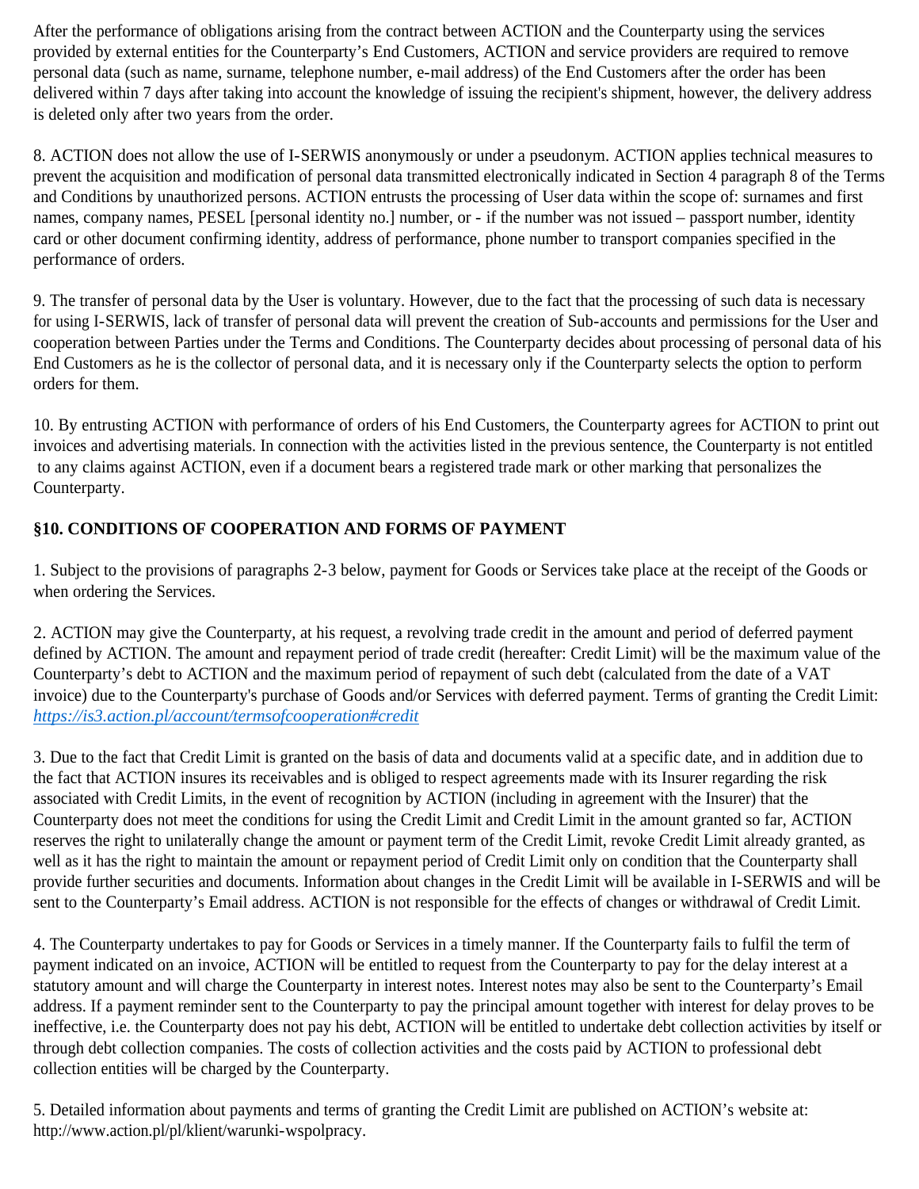After the performance of obligations arising from the contract between ACTION and the Counterparty using the services provided by external entities for the Counterparty's End Customers, ACTION and service providers are required to remove personal data (such as name, surname, telephone number, e-mail address) of the End Customers after the order has been delivered within 7 days after taking into account the knowledge of issuing the recipient's shipment, however, the delivery address is deleted only after two years from the order.

8. ACTION does not allow the use of I-SERWIS anonymously or under a pseudonym. ACTION applies technical measures to prevent the acquisition and modification of personal data transmitted electronically indicated in Section 4 paragraph 8 of the Terms and Conditions by unauthorized persons. ACTION entrusts the processing of User data within the scope of: surnames and first names, company names, PESEL [personal identity no.] number, or - if the number was not issued – passport number, identity card or other document confirming identity, address of performance, phone number to transport companies specified in the performance of orders.

9. The transfer of personal data by the User is voluntary. However, due to the fact that the processing of such data is necessary for using I-SERWIS, lack of transfer of personal data will prevent the creation of Sub-accounts and permissions for the User and cooperation between Parties under the Terms and Conditions. The Counterparty decides about processing of personal data of his End Customers as he is the collector of personal data, and it is necessary only if the Counterparty selects the option to perform orders for them.

10. By entrusting ACTION with performance of orders of his End Customers, the Counterparty agrees for ACTION to print out invoices and advertising materials. In connection with the activities listed in the previous sentence, the Counterparty is not entitled to any claims against ACTION, even if a document bears a registered trade mark or other marking that personalizes the Counterparty.

## §10. CONDITIONS OF COOPERATION AND FORMS OF PAYMENT

1. Subject to the provisions of paragraphs 2-3 below, payment for Goods or Services take place at the receipt of the Goods or when ordering the Services.

2. ACTION may give the Counterparty, at his request, a revolving trade credit in the amount and period of deferred payment defined by ACTION. The amount and repayment period of trade credit (hereafter: Credit Limit) will be the maximum value of the Counterparty's debt to ACTION and the maximum period of repayment of such debt (calculated from the date of a VAT invoice) due to the Counterparty's purchase of Goods and/or Services with deferred payment. Terms of granting the Credit Limit: *https://is3.action.pl/account/termsofcooperation#credit*

3. Due to the fact that Credit Limit is granted on the basis of data and documents valid at a specific date, and in addition due to the fact that ACTION insures its receivables and is obliged to respect agreements made with its Insurer regarding the risk associated with Credit Limits, in the event of recognition by ACTION (including in agreement with the Insurer) that the Counterparty does not meet the conditions for using the Credit Limit and Credit Limit in the amount granted so far, ACTION reserves the right to unilaterally change the amount or payment term of the Credit Limit, revoke Credit Limit already granted, as well as it has the right to maintain the amount or repayment period of Credit Limit only on condition that the Counterparty shall provide further securities and documents. Information about changes in the Credit Limit will be available in I-SERWIS and will be sent to the Counterparty's Email address. ACTION is not responsible for the effects of changes or withdrawal of Credit Limit.

4. The Counterparty undertakes to pay for Goods or Services in a timely manner. If the Counterparty fails to fulfil the term of payment indicated on an invoice, ACTION will be entitled to request from the Counterparty to pay for the delay interest at a statutory amount and will charge the Counterparty in interest notes. Interest notes may also be sent to the Counterparty's Email address. If a payment reminder sent to the Counterparty to pay the principal amount together with interest for delay proves to be ineffective, i.e. the Counterparty does not pay his debt, ACTION will be entitled to undertake debt collection activities by itself or through debt collection companies. The costs of collection activities and the costs paid by ACTION to professional debt collection entities will be charged by the Counterparty.

5. Detailed information about payments and terms of granting the Credit Limit are published on ACTION's website at: http://www.action.pl/pl/klient/warunki-wspolpracy.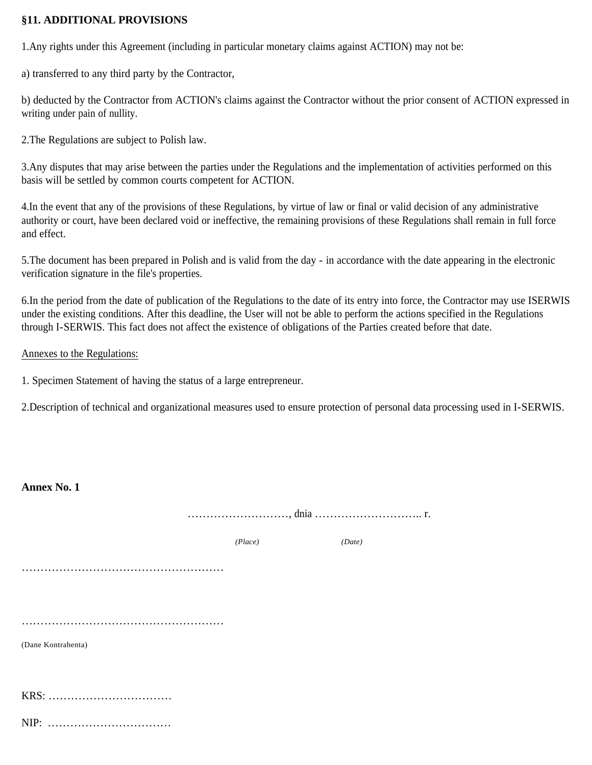**§11. ADDITIONAL PROVISIONS**

1.Any rights under this Agreement (including in particular monetary claims against ACTION) may not be:

a) transferred to any third party by the Contractor,

b) deducted by the Contractor from ACTION's claims against the Contractor without the prior consent of ACTION expressed in writing under pain of nullity.

2.The Regulations are subject to Polish law.

3.Any disputes that may arise between the parties under the Regulations and the implementation of activities performed on this basis will be settled by common courts competent for ACTION.

4.In the event that any of the provisions of these Regulations, by virtue of law or final or valid decision of any administrative authority or court, have been declared void or ineffective, the remaining provisions of these Regulations shall remain in full force and effect.

5.The document has been prepared in Polish and is valid from the day - in accordance with the date appearing in the electronic verification signature in the file's properties.

6.In the period from the date of publication of the Regulations to the date of its entry into force, the Contractor may use ISERWIS under the existing conditions. After this deadline, the User will not be able to perform the actions specified in the Regulations through I-SERWIS. This fact does not affect the existence of obligations of the Parties created before that date.

Annexes to the Regulations:

1. Specimen Statement of having the status of a large entrepreneur.

2.Description of technical and organizational measures used to ensure protection of personal data processing used in I-SERWIS.

**Annex No. 1**

………………………, dnia ……………………….. r.

*(Place)* *(Date)*

………………………………………………

………………………………………………

(Dane Kontrahenta)

KRS: ……………………………

NIP: ……………………………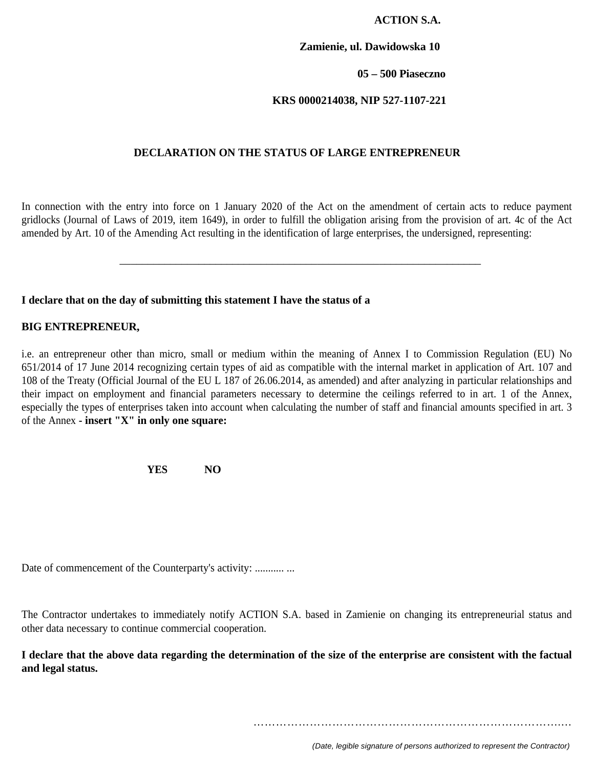**ACTION S.A.**

**Zamienie, ul. Dawidowska 10**

**05 – 500 Piaseczno**

**KRS 0000214038, NIP 527-1107-221**

## DECLARATION ON THE STATUS OF LARGE ENTREPRENEUR

In connection with the entry into force on 1 January 2020 of the Act on the amendment of certain acts to reduce payment gridlocks (Journal of Laws of 2019, item 1649), in order to fulfill the obligation arising from the provision of art. 4c of the Act amended by Art. 10 of the Amending Act resulting in the identification of large enterprises, the undersigned, representing:

\_\_\_\_\_\_\_\_\_\_\_\_\_\_\_\_\_\_\_\_\_\_\_\_\_\_\_\_\_\_\_\_\_\_\_\_\_\_\_\_\_\_\_\_\_\_\_\_\_\_\_\_\_\_\_\_\_\_\_\_\_\_\_\_\_\_

**I declare that on the day of submitting this statement I have the status of a**

**BIG ENTREPRENEUR,**

i.e. an entrepreneur other than micro, small or medium within the meaning of Annex I to Commission Regulation (EU) No 651/2014 of 17 June 2014 recognizing certain types of aid as compatible with the internal market in application of Art. 107 and 108 of the Treaty (Official Journal of the EU L 187 of 26.06.2014, as amended) and after analyzing in particular relationships and their impact on employment and financial parameters necessary to determine the ceilings referred to in art. 1 of the Annex, especially the types of enterprises taken into account when calculating the number of staff and financial amounts specified in art. 3 of the Annex **- insert "X" in only one square:**

**YES** **NO**

Date of commencement of the Counterparty's activity: ........... ...

The Contractor undertakes to immediately notify ACTION S.A. based in Zamienie on changing its entrepreneurial status and other data necessary to continue commercial cooperation.

**I declare that the above data regarding the determination of the size of the enterprise are consistent with the factual and legal status.**

………………………………………………………………………………

*(Date, legible signature of persons authorized to represent the Contractor)*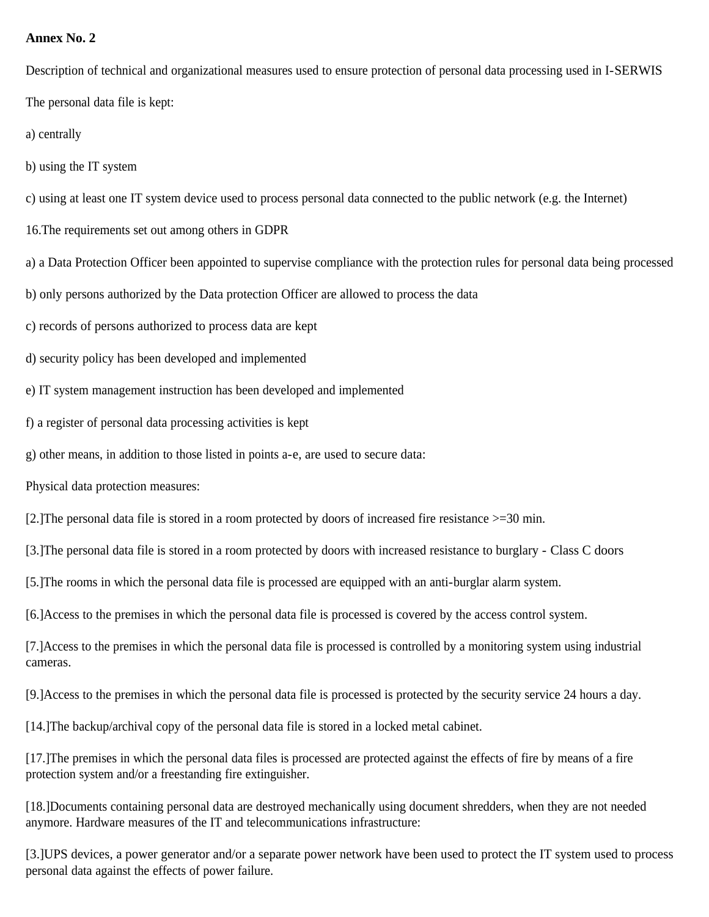**Annex No. 2**

Description of technical and organizational measures used to ensure protection of personal data processing used in I-SERWIS

The personal data file is kept:

a) centrally

b) using the IT system

c) using at least one IT system device used to process personal data connected to the public network (e.g. the Internet)

16.The requirements set out among others in GDPR

a) a Data Protection Officer been appointed to supervise compliance with the protection rules for personal data being processed

b) only persons authorized by the Data protection Officer are allowed to process the data

c) records of persons authorized to process data are kept

d) security policy has been developed and implemented

e) IT system management instruction has been developed and implemented

f) a register of personal data processing activities is kept

g) other means, in addition to those listed in points a-e, are used to secure data:

Physical data protection measures:

[2.]The personal data file is stored in a room protected by doors of increased fire resistance >=30 min.

[3.]The personal data file is stored in a room protected by doors with increased resistance to burglary - Class C doors

[5.]The rooms in which the personal data file is processed are equipped with an anti-burglar alarm system.

[6.]Access to the premises in which the personal data file is processed is covered by the access control system.

[7.]Access to the premises in which the personal data file is processed is controlled by a monitoring system using industrial cameras.

[9.]Access to the premises in which the personal data file is processed is protected by the security service 24 hours a day.

[14.]The backup/archival copy of the personal data file is stored in a locked metal cabinet.

[17.]The premises in which the personal data files is processed are protected against the effects of fire by means of a fire protection system and/or a freestanding fire extinguisher.

[18.]Documents containing personal data are destroyed mechanically using document shredders, when they are not needed anymore. Hardware measures of the IT and telecommunications infrastructure:

[3.]UPS devices, a power generator and/or a separate power network have been used to protect the IT system used to process personal data against the effects of power failure.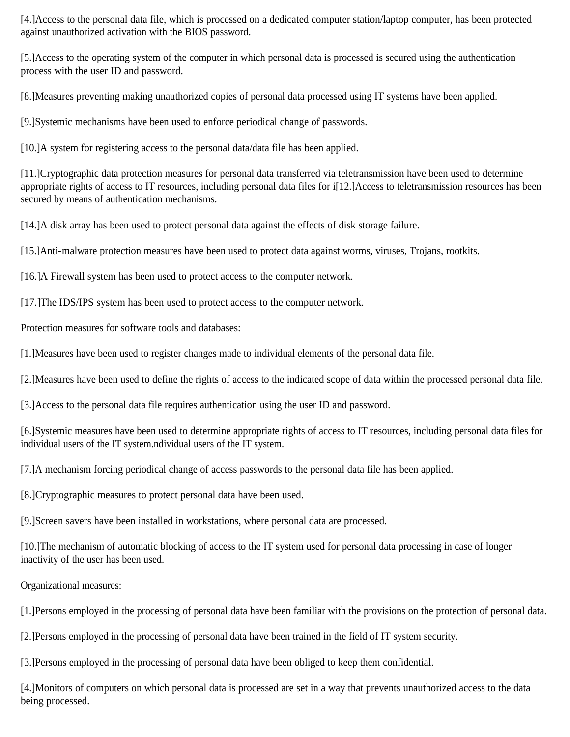[4.]Access to the personal data file, which is processed on a dedicated computer station/laptop computer, has been protected against unauthorized activation with the BIOS password.

[5.]Access to the operating system of the computer in which personal data is processed is secured using the authentication process with the user ID and password.

[8.]Measures preventing making unauthorized copies of personal data processed using IT systems have been applied.

[9.]Systemic mechanisms have been used to enforce periodical change of passwords.

[10.]A system for registering access to the personal data/data file has been applied.

[11.]Cryptographic data protection measures for personal data transferred via teletransmission have been used to determine appropriate rights of access to IT resources, including personal data files for i[12.]Access to teletransmission resources has been secured by means of authentication mechanisms.

[14.]A disk array has been used to protect personal data against the effects of disk storage failure.

[15.]Anti-malware protection measures have been used to protect data against worms, viruses, Trojans, rootkits.

[16.]A Firewall system has been used to protect access to the computer network.

[17.]The IDS/IPS system has been used to protect access to the computer network.

Protection measures for software tools and databases:

[1.]Measures have been used to register changes made to individual elements of the personal data file.

[2.]Measures have been used to define the rights of access to the indicated scope of data within the processed personal data file.

[3.]Access to the personal data file requires authentication using the user ID and password.

[6.]Systemic measures have been used to determine appropriate rights of access to IT resources, including personal data files for individual users of the IT system.ndividual users of the IT system.

[7.]A mechanism forcing periodical change of access passwords to the personal data file has been applied.

[8.]Cryptographic measures to protect personal data have been used.

[9.]Screen savers have been installed in workstations, where personal data are processed.

[10.]The mechanism of automatic blocking of access to the IT system used for personal data processing in case of longer inactivity of the user has been used.

Organizational measures:

[1.]Persons employed in the processing of personal data have been familiar with the provisions on the protection of personal data.

[2.]Persons employed in the processing of personal data have been trained in the field of IT system security.

[3.]Persons employed in the processing of personal data have been obliged to keep them confidential.

[4.]Monitors of computers on which personal data is processed are set in a way that prevents unauthorized access to the data being processed.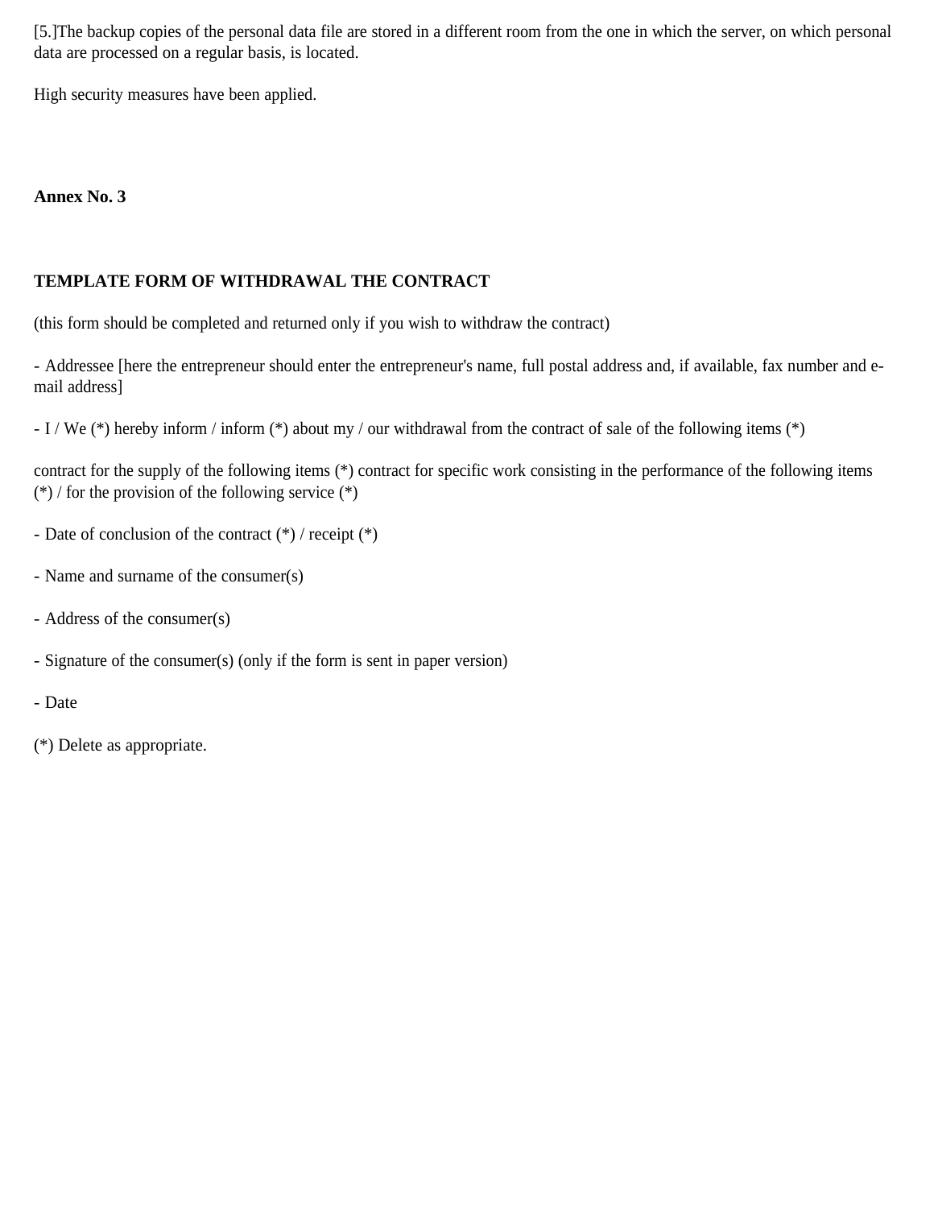[5.]The backup copies of the personal data file are stored in a different room from the one in which the server, on which personal data are processed on a regular basis, is located.

High security measures have been applied.

**Annex No. 3**

**TEMPLATE FORM OF WITHDRAWAL THE CONTRACT**

(this form should be completed and returned only if you wish to withdraw the contract)

- Addressee [here the entrepreneur should enter the entrepreneur's name, full postal address and, if available, fax number and e-mail address]

- I / We (*) hereby inform / inform (*) about my / our withdrawal from the contract of sale of the following items (*)

contract for the supply of the following items (*) contract for specific work consisting in the performance of the following items (*) / for the provision of the following service (*)

- Date of conclusion of the contract (*) / receipt (*)

- Name and surname of the consumer(s)

- Address of the consumer(s)

- Signature of the consumer(s) (only if the form is sent in paper version)

- Date

(*) Delete as appropriate.